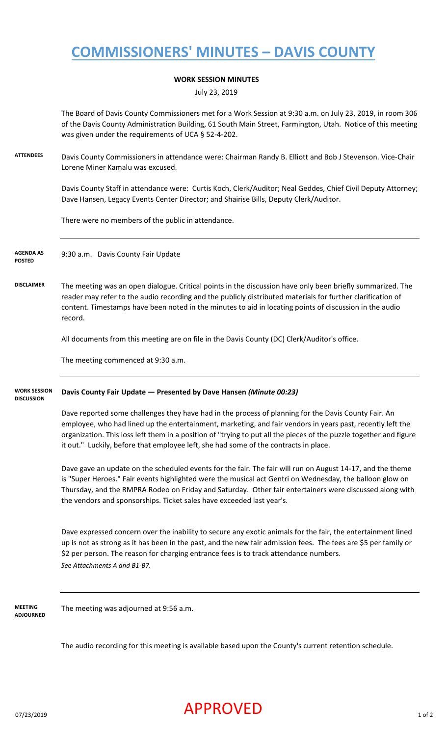# COMMISSIONERS' MINUTES – DAVIS COUNTY

## WORK SESSION MINUTES

July 23, 2019

The Board of Davis County Commissioners met for a Work Session at 9:30 a.m. on July 23, 2019, in room 306 of the Davis County Administration Building, 61 South Main Street, Farmington, Utah. Notice of this meeting was given under the requirements of UCA § 52-4-202.

**ATTENDEES**

Davis County Commissioners in attendance were: Chairman Randy B. Elliott and Bob J Stevenson. Vice-Chair Lorene Miner Kamalu was excused.

Davis County Staff in attendance were: Curtis Koch, Clerk/Auditor; Neal Geddes, Chief Civil Deputy Attorney; Dave Hansen, Legacy Events Center Director; and Shairise Bills, Deputy Clerk/Auditor.

There were no members of the public in attendance.

**AGENDA AS POSTED**

9:30 a.m. Davis County Fair Update

**DISCLAIMER**

The meeting was an open dialogue. Critical points in the discussion have only been briefly summarized. The reader may refer to the audio recording and the publicly distributed materials for further clarification of content. Timestamps have been noted in the minutes to aid in locating points of discussion in the audio record.

All documents from this meeting are on file in the Davis County (DC) Clerk/Auditor's office.

The meeting commenced at 9:30 a.m.

**WORK SESSION DISCUSSION**

**Davis County Fair Update — Presented by Dave Hansen** ***(Minute 00:23)***

Dave reported some challenges they have had in the process of planning for the Davis County Fair. An employee, who had lined up the entertainment, marketing, and fair vendors in years past, recently left the organization. This loss left them in a position of "trying to put all the pieces of the puzzle together and figure it out." Luckily, before that employee left, she had some of the contracts in place.

Dave gave an update on the scheduled events for the fair. The fair will run on August 14-17, and the theme is "Super Heroes." Fair events highlighted were the musical act Gentri on Wednesday, the balloon glow on Thursday, and the RMPRA Rodeo on Friday and Saturday. Other fair entertainers were discussed along with the vendors and sponsorships. Ticket sales have exceeded last year's.

Dave expressed concern over the inability to secure any exotic animals for the fair, the entertainment lined up is not as strong as it has been in the past, and the new fair admission fees. The fees are $5 per family or $2 per person. The reason for charging entrance fees is to track attendance numbers.
*See Attachments A and B1-B7.*

**MEETING ADJOURNED**

The meeting was adjourned at 9:56 a.m.

The audio recording for this meeting is available based upon the County's current retention schedule.

APPROVED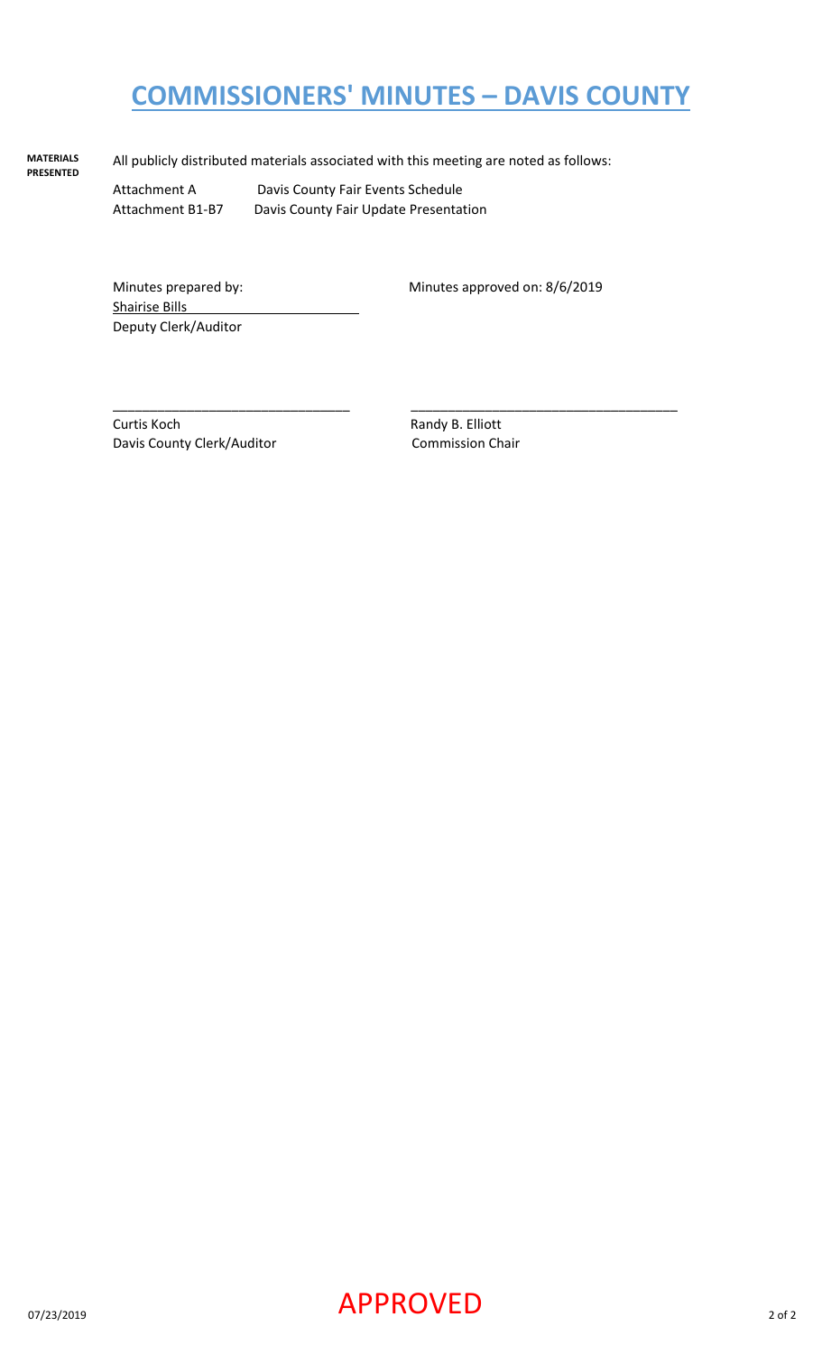# COMMISSIONERS' MINUTES – DAVIS COUNTY

**MATERIALS PRESENTED**

All publicly distributed materials associated with this meeting are noted as follows:

| | |
|---|---|
| Attachment A | Davis County Fair Events Schedule |
| Attachment B1-B7 | Davis County Fair Update Presentation |

Minutes prepared by: Shairise Bills, Deputy Clerk/Auditor

Minutes approved on: 8/6/2019

_______________________________
Curtis Koch
Davis County Clerk/Auditor

_______________________________
Randy B. Elliott
Commission Chair

APPROVED

07/23/2019